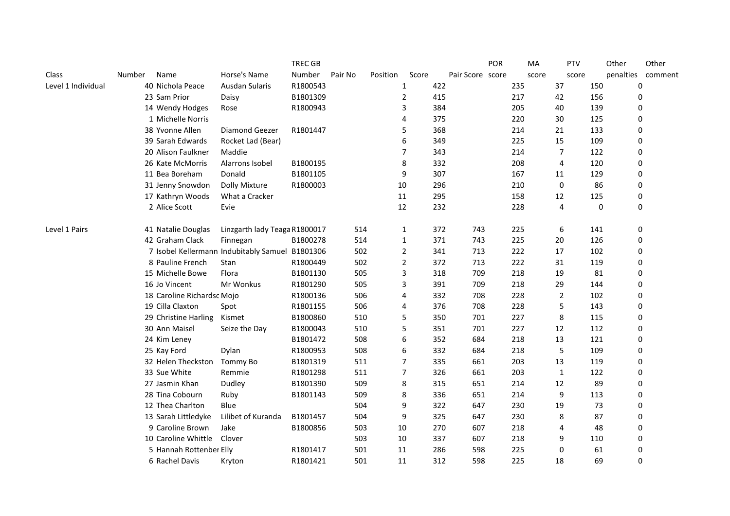| Class | Number | Name | Horse's Name | TREC GB Number | Pair No | Position | Score | Pair Score | POR score | MA score | PTV score | Other penalties | Other comment |
|---|---|---|---|---|---|---|---|---|---|---|---|---|---|
| Level 1 Individual | 40 | Nichola Peace | Ausdan Sularis | R1800543 | | 1 | 422 | | 235 | 37 | 150 | 0 | |
| | 23 | Sam Prior | Daisy | B1801309 | | 2 | 415 | | 217 | 42 | 156 | 0 | |
| | 14 | Wendy Hodges | Rose | R1800943 | | 3 | 384 | | 205 | 40 | 139 | 0 | |
| | 1 | Michelle Norris | | | | 4 | 375 | | 220 | 30 | 125 | 0 | |
| | 38 | Yvonne Allen | Diamond Geezer | R1801447 | | 5 | 368 | | 214 | 21 | 133 | 0 | |
| | 39 | Sarah Edwards | Rocket Lad (Bear) | | | 6 | 349 | | 225 | 15 | 109 | 0 | |
| | 20 | Alison Faulkner | Maddie | | | 7 | 343 | | 214 | 7 | 122 | 0 | |
| | 26 | Kate McMorris | Alarrons Isobel | B1800195 | | 8 | 332 | | 208 | 4 | 120 | 0 | |
| | 11 | Bea Boreham | Donald | B1801105 | | 9 | 307 | | 167 | 11 | 129 | 0 | |
| | 31 | Jenny Snowdon | Dolly Mixture | R1800003 | | 10 | 296 | | 210 | 0 | 86 | 0 | |
| | 17 | Kathryn Woods | What a Cracker | | | 11 | 295 | | 158 | 12 | 125 | 0 | |
| | 2 | Alice Scott | Evie | | | 12 | 232 | | 228 | 4 | 0 | 0 | |
| | | | | | | | | | | | | | |
| Level 1 Pairs | 41 | Natalie Douglas | Linzgarth lady Teaga | R1800017 | 514 | 1 | 372 | 743 | 225 | 6 | 141 | 0 | |
| | 42 | Graham Clack | Finnegan | B1800278 | 514 | 1 | 371 | 743 | 225 | 20 | 126 | 0 | |
| | 7 | Isobel Kellermann | Indubitably Samuel | B1801306 | 502 | 2 | 341 | 713 | 222 | 17 | 102 | 0 | |
| | 8 | Pauline French | Stan | R1800449 | 502 | 2 | 372 | 713 | 222 | 31 | 119 | 0 | |
| | 15 | Michelle Bowe | Flora | B1801130 | 505 | 3 | 318 | 709 | 218 | 19 | 81 | 0 | |
| | 16 | Jo Vincent | Mr Wonkus | R1801290 | 505 | 3 | 391 | 709 | 218 | 29 | 144 | 0 | |
| | 18 | Caroline Richardsc | Mojo | R1800136 | 506 | 4 | 332 | 708 | 228 | 2 | 102 | 0 | |
| | 19 | Cilla Claxton | Spot | R1801155 | 506 | 4 | 376 | 708 | 228 | 5 | 143 | 0 | |
| | 29 | Christine Harling | Kismet | B1800860 | 510 | 5 | 350 | 701 | 227 | 8 | 115 | 0 | |
| | 30 | Ann Maisel | Seize the Day | B1800043 | 510 | 5 | 351 | 701 | 227 | 12 | 112 | 0 | |
| | 24 | Kim Leney | | B1801472 | 508 | 6 | 352 | 684 | 218 | 13 | 121 | 0 | |
| | 25 | Kay Ford | Dylan | R1800953 | 508 | 6 | 332 | 684 | 218 | 5 | 109 | 0 | |
| | 32 | Helen Theckston | Tommy Bo | B1801319 | 511 | 7 | 335 | 661 | 203 | 13 | 119 | 0 | |
| | 33 | Sue White | Remmie | R1801298 | 511 | 7 | 326 | 661 | 203 | 1 | 122 | 0 | |
| | 27 | Jasmin Khan | Dudley | B1801390 | 509 | 8 | 315 | 651 | 214 | 12 | 89 | 0 | |
| | 28 | Tina Cobourn | Ruby | B1801143 | 509 | 8 | 336 | 651 | 214 | 9 | 113 | 0 | |
| | 12 | Thea Charlton | Blue | | 504 | 9 | 322 | 647 | 230 | 19 | 73 | 0 | |
| | 13 | Sarah Littledyke | Lilibet of Kuranda | B1801457 | 504 | 9 | 325 | 647 | 230 | 8 | 87 | 0 | |
| | 9 | Caroline Brown | Jake | B1800856 | 503 | 10 | 270 | 607 | 218 | 4 | 48 | 0 | |
| | 10 | Caroline Whittle | Clover | | 503 | 10 | 337 | 607 | 218 | 9 | 110 | 0 | |
| | 5 | Hannah Rottenber | Elly | R1801417 | 501 | 11 | 286 | 598 | 225 | 0 | 61 | 0 | |
| | 6 | Rachel Davis | Kryton | R1801421 | 501 | 11 | 312 | 598 | 225 | 18 | 69 | 0 | |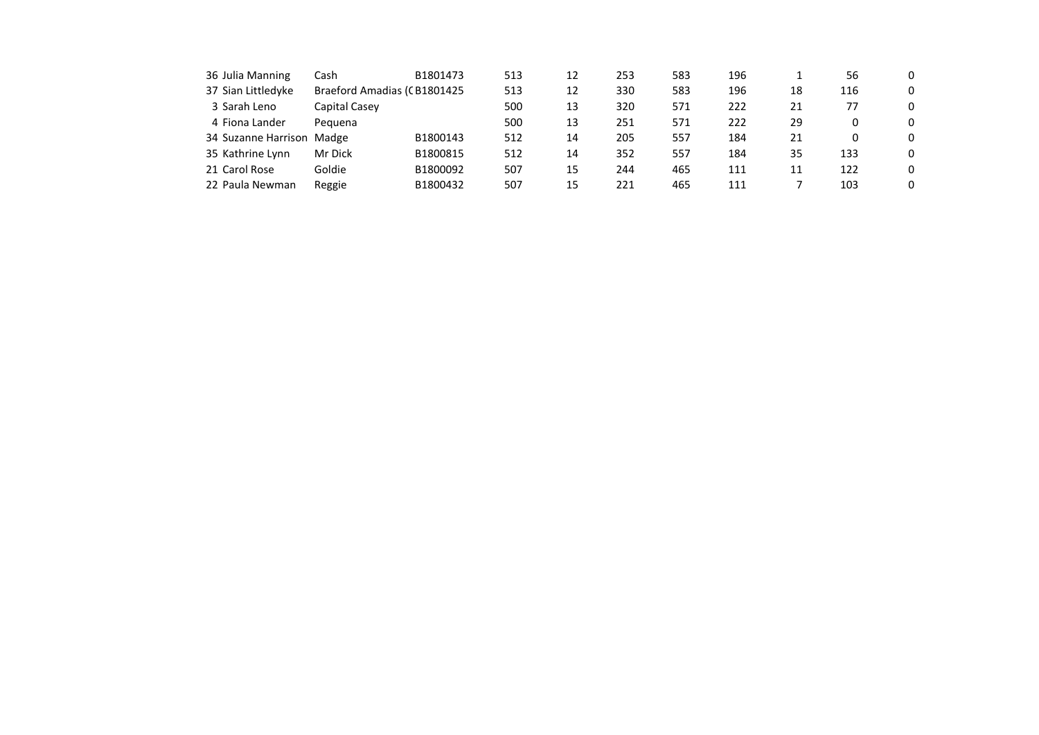| | | | | | | | | | | | |
|---|---|---|---|---|---|---|---|---|---|---|---|
| 36 | Julia Manning | Cash | B1801473 | 513 | 12 | 253 | 583 | 196 | 1 | 56 | 0 |
| 37 | Sian Littledyke | Braeford Amadias (C | B1801425 | 513 | 12 | 330 | 583 | 196 | 18 | 116 | 0 |
| 3 | Sarah Leno | Capital Casey | | 500 | 13 | 320 | 571 | 222 | 21 | 77 | 0 |
| 4 | Fiona Lander | Pequena | | 500 | 13 | 251 | 571 | 222 | 29 | 0 | 0 |
| 34 | Suzanne Harrison | Madge | B1800143 | 512 | 14 | 205 | 557 | 184 | 21 | 0 | 0 |
| 35 | Kathrine Lynn | Mr Dick | B1800815 | 512 | 14 | 352 | 557 | 184 | 35 | 133 | 0 |
| 21 | Carol Rose | Goldie | B1800092 | 507 | 15 | 244 | 465 | 111 | 11 | 122 | 0 |
| 22 | Paula Newman | Reggie | B1800432 | 507 | 15 | 221 | 465 | 111 | 7 | 103 | 0 |